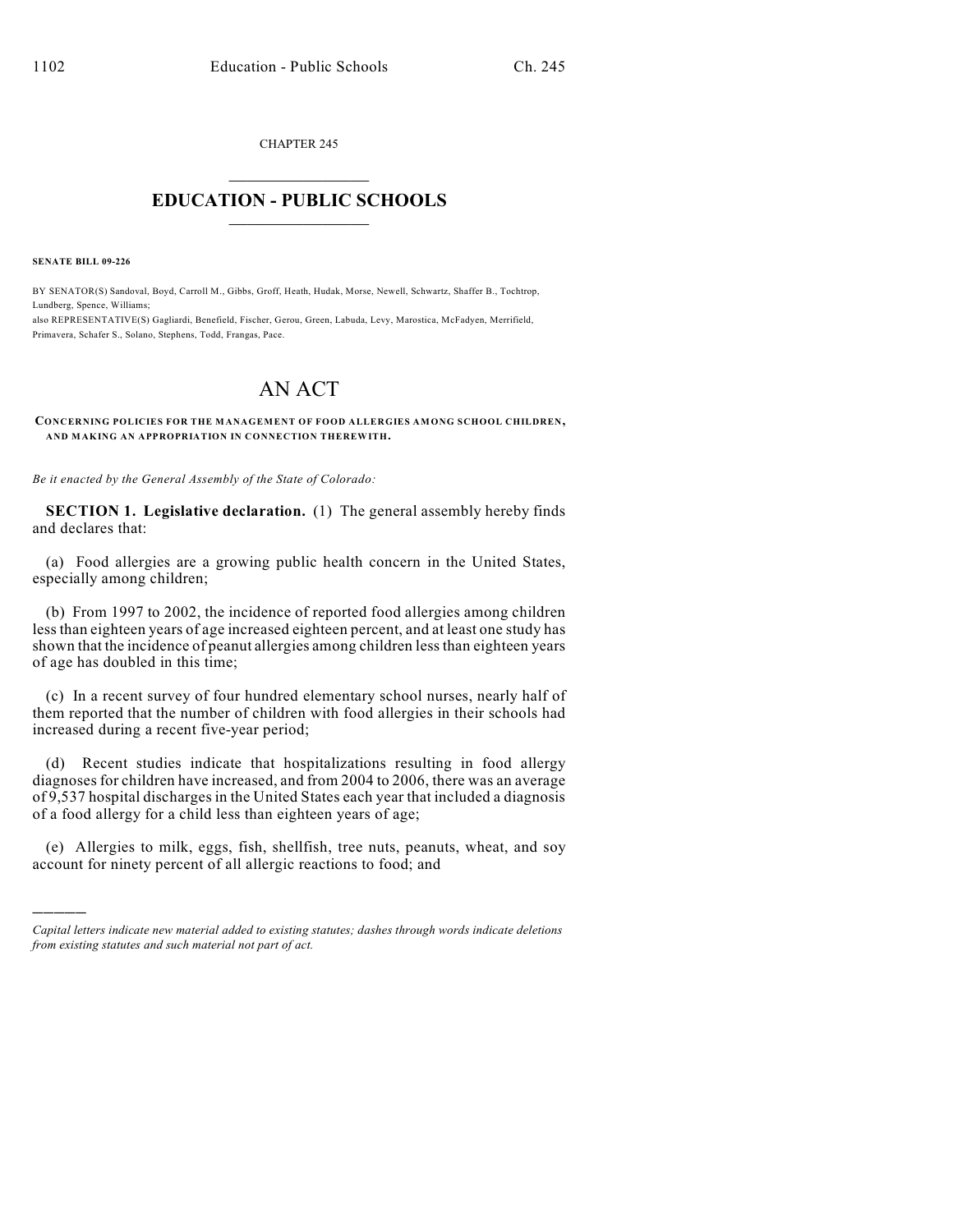CHAPTER 245

# EDUCATION - PUBLIC SCHOOLS

**SENATE BILL 09-226**

BY SENATOR(S) Sandoval, Boyd, Carroll M., Gibbs, Groff, Heath, Hudak, Morse, Newell, Schwartz, Shaffer B., Tochtrop, Lundberg, Spence, Williams;
also REPRESENTATIVE(S) Gagliardi, Benefield, Fischer, Gerou, Green, Labuda, Levy, Marostica, McFadyen, Merrifield, Primavera, Schafer S., Solano, Stephens, Todd, Frangas, Pace.

# AN ACT

**CONCERNING POLICIES FOR THE MANAGEMENT OF FOOD ALLERGIES AMONG SCHOOL CHILDREN, AND MAKING AN APPROPRIATION IN CONNECTION THEREWITH.**

*Be it enacted by the General Assembly of the State of Colorado:*

**SECTION 1. Legislative declaration.** (1) The general assembly hereby finds and declares that:

(a) Food allergies are a growing public health concern in the United States, especially among children;

(b) From 1997 to 2002, the incidence of reported food allergies among children less than eighteen years of age increased eighteen percent, and at least one study has shown that the incidence of peanut allergies among children less than eighteen years of age has doubled in this time;

(c) In a recent survey of four hundred elementary school nurses, nearly half of them reported that the number of children with food allergies in their schools had increased during a recent five-year period;

(d) Recent studies indicate that hospitalizations resulting in food allergy diagnoses for children have increased, and from 2004 to 2006, there was an average of 9,537 hospital discharges in the United States each year that included a diagnosis of a food allergy for a child less than eighteen years of age;

(e) Allergies to milk, eggs, fish, shellfish, tree nuts, peanuts, wheat, and soy account for ninety percent of all allergic reactions to food; and

---

*Capital letters indicate new material added to existing statutes; dashes through words indicate deletions from existing statutes and such material not part of act.*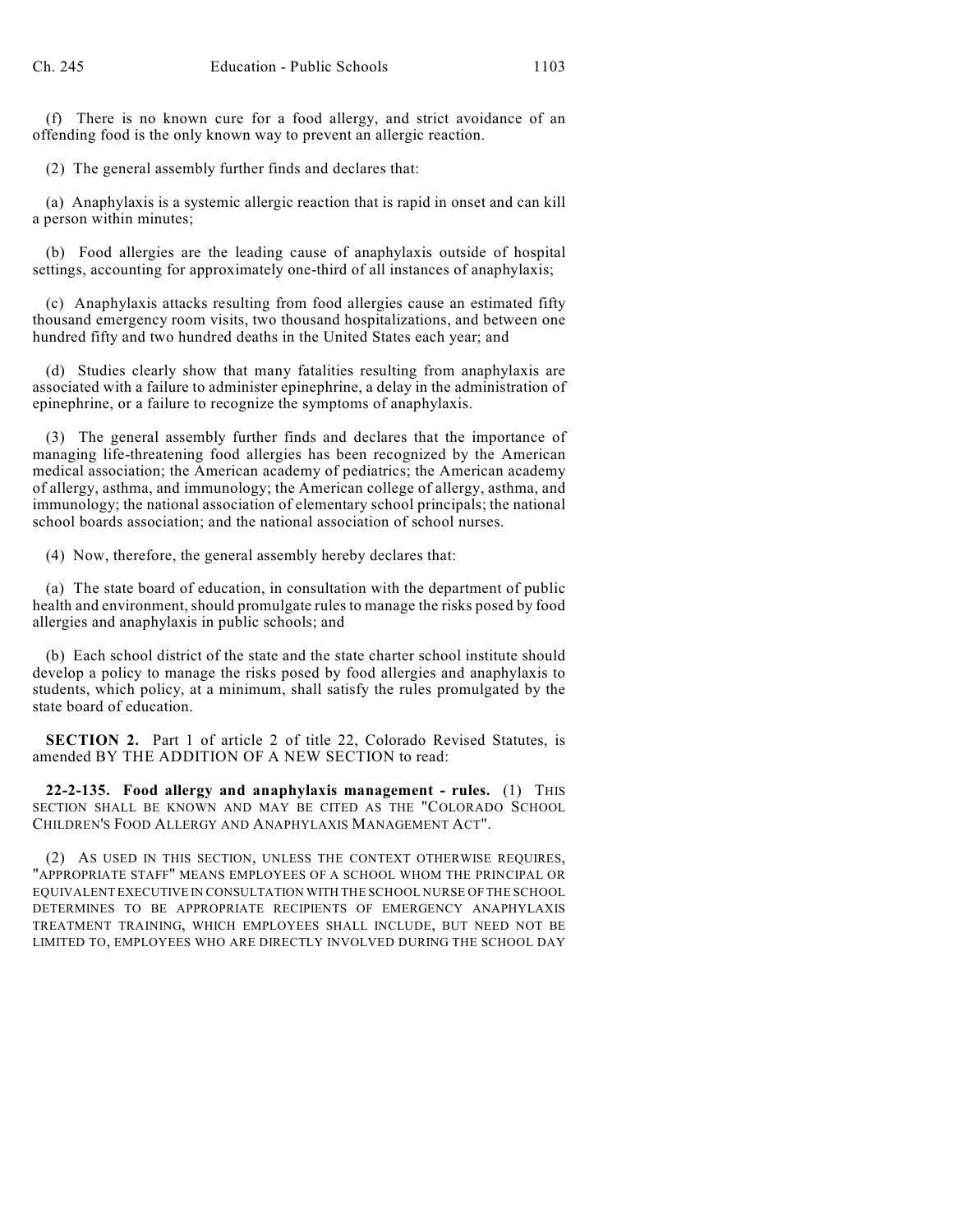(f) There is no known cure for a food allergy, and strict avoidance of an offending food is the only known way to prevent an allergic reaction.

(2) The general assembly further finds and declares that:

(a) Anaphylaxis is a systemic allergic reaction that is rapid in onset and can kill a person within minutes;

(b) Food allergies are the leading cause of anaphylaxis outside of hospital settings, accounting for approximately one-third of all instances of anaphylaxis;

(c) Anaphylaxis attacks resulting from food allergies cause an estimated fifty thousand emergency room visits, two thousand hospitalizations, and between one hundred fifty and two hundred deaths in the United States each year; and

(d) Studies clearly show that many fatalities resulting from anaphylaxis are associated with a failure to administer epinephrine, a delay in the administration of epinephrine, or a failure to recognize the symptoms of anaphylaxis.

(3) The general assembly further finds and declares that the importance of managing life-threatening food allergies has been recognized by the American medical association; the American academy of pediatrics; the American academy of allergy, asthma, and immunology; the American college of allergy, asthma, and immunology; the national association of elementary school principals; the national school boards association; and the national association of school nurses.

(4) Now, therefore, the general assembly hereby declares that:

(a) The state board of education, in consultation with the department of public health and environment, should promulgate rules to manage the risks posed by food allergies and anaphylaxis in public schools; and

(b) Each school district of the state and the state charter school institute should develop a policy to manage the risks posed by food allergies and anaphylaxis to students, which policy, at a minimum, shall satisfy the rules promulgated by the state board of education.

**SECTION 2.** Part 1 of article 2 of title 22, Colorado Revised Statutes, is amended BY THE ADDITION OF A NEW SECTION to read:

**22-2-135. Food allergy and anaphylaxis management - rules.** (1) THIS SECTION SHALL BE KNOWN AND MAY BE CITED AS THE "COLORADO SCHOOL CHILDREN'S FOOD ALLERGY AND ANAPHYLAXIS MANAGEMENT ACT".

(2) AS USED IN THIS SECTION, UNLESS THE CONTEXT OTHERWISE REQUIRES, "APPROPRIATE STAFF" MEANS EMPLOYEES OF A SCHOOL WHOM THE PRINCIPAL OR EQUIVALENT EXECUTIVE IN CONSULTATION WITH THE SCHOOL NURSE OF THE SCHOOL DETERMINES TO BE APPROPRIATE RECIPIENTS OF EMERGENCY ANAPHYLAXIS TREATMENT TRAINING, WHICH EMPLOYEES SHALL INCLUDE, BUT NEED NOT BE LIMITED TO, EMPLOYEES WHO ARE DIRECTLY INVOLVED DURING THE SCHOOL DAY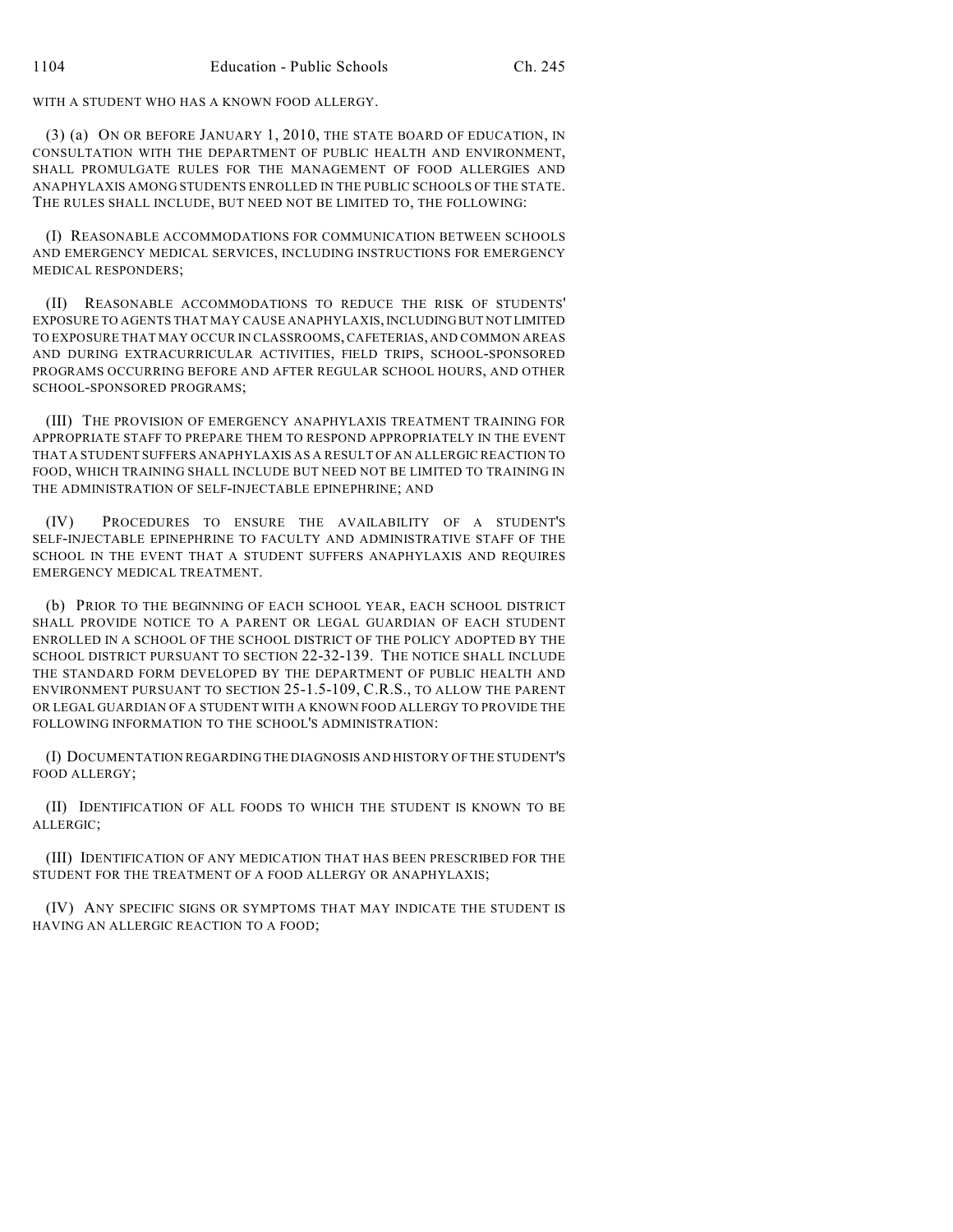WITH A STUDENT WHO HAS A KNOWN FOOD ALLERGY.

(3) (a) ON OR BEFORE JANUARY 1, 2010, THE STATE BOARD OF EDUCATION, IN CONSULTATION WITH THE DEPARTMENT OF PUBLIC HEALTH AND ENVIRONMENT, SHALL PROMULGATE RULES FOR THE MANAGEMENT OF FOOD ALLERGIES AND ANAPHYLAXIS AMONG STUDENTS ENROLLED IN THE PUBLIC SCHOOLS OF THE STATE. THE RULES SHALL INCLUDE, BUT NEED NOT BE LIMITED TO, THE FOLLOWING:

(I) REASONABLE ACCOMMODATIONS FOR COMMUNICATION BETWEEN SCHOOLS AND EMERGENCY MEDICAL SERVICES, INCLUDING INSTRUCTIONS FOR EMERGENCY MEDICAL RESPONDERS;

(II) REASONABLE ACCOMMODATIONS TO REDUCE THE RISK OF STUDENTS' EXPOSURE TO AGENTS THAT MAY CAUSE ANAPHYLAXIS, INCLUDING BUT NOT LIMITED TO EXPOSURE THAT MAY OCCUR IN CLASSROOMS, CAFETERIAS, AND COMMON AREAS AND DURING EXTRACURRICULAR ACTIVITIES, FIELD TRIPS, SCHOOL-SPONSORED PROGRAMS OCCURRING BEFORE AND AFTER REGULAR SCHOOL HOURS, AND OTHER SCHOOL-SPONSORED PROGRAMS;

(III) THE PROVISION OF EMERGENCY ANAPHYLAXIS TREATMENT TRAINING FOR APPROPRIATE STAFF TO PREPARE THEM TO RESPOND APPROPRIATELY IN THE EVENT THAT A STUDENT SUFFERS ANAPHYLAXIS AS A RESULT OF AN ALLERGIC REACTION TO FOOD, WHICH TRAINING SHALL INCLUDE BUT NEED NOT BE LIMITED TO TRAINING IN THE ADMINISTRATION OF SELF-INJECTABLE EPINEPHRINE; AND

(IV) PROCEDURES TO ENSURE THE AVAILABILITY OF A STUDENT'S SELF-INJECTABLE EPINEPHRINE TO FACULTY AND ADMINISTRATIVE STAFF OF THE SCHOOL IN THE EVENT THAT A STUDENT SUFFERS ANAPHYLAXIS AND REQUIRES EMERGENCY MEDICAL TREATMENT.

(b) PRIOR TO THE BEGINNING OF EACH SCHOOL YEAR, EACH SCHOOL DISTRICT SHALL PROVIDE NOTICE TO A PARENT OR LEGAL GUARDIAN OF EACH STUDENT ENROLLED IN A SCHOOL OF THE SCHOOL DISTRICT OF THE POLICY ADOPTED BY THE SCHOOL DISTRICT PURSUANT TO SECTION 22-32-139. THE NOTICE SHALL INCLUDE THE STANDARD FORM DEVELOPED BY THE DEPARTMENT OF PUBLIC HEALTH AND ENVIRONMENT PURSUANT TO SECTION 25-1.5-109, C.R.S., TO ALLOW THE PARENT OR LEGAL GUARDIAN OF A STUDENT WITH A KNOWN FOOD ALLERGY TO PROVIDE THE FOLLOWING INFORMATION TO THE SCHOOL'S ADMINISTRATION:

(I) DOCUMENTATION REGARDING THE DIAGNOSIS AND HISTORY OF THE STUDENT'S FOOD ALLERGY;

(II) IDENTIFICATION OF ALL FOODS TO WHICH THE STUDENT IS KNOWN TO BE ALLERGIC;

(III) IDENTIFICATION OF ANY MEDICATION THAT HAS BEEN PRESCRIBED FOR THE STUDENT FOR THE TREATMENT OF A FOOD ALLERGY OR ANAPHYLAXIS;

(IV) ANY SPECIFIC SIGNS OR SYMPTOMS THAT MAY INDICATE THE STUDENT IS HAVING AN ALLERGIC REACTION TO A FOOD;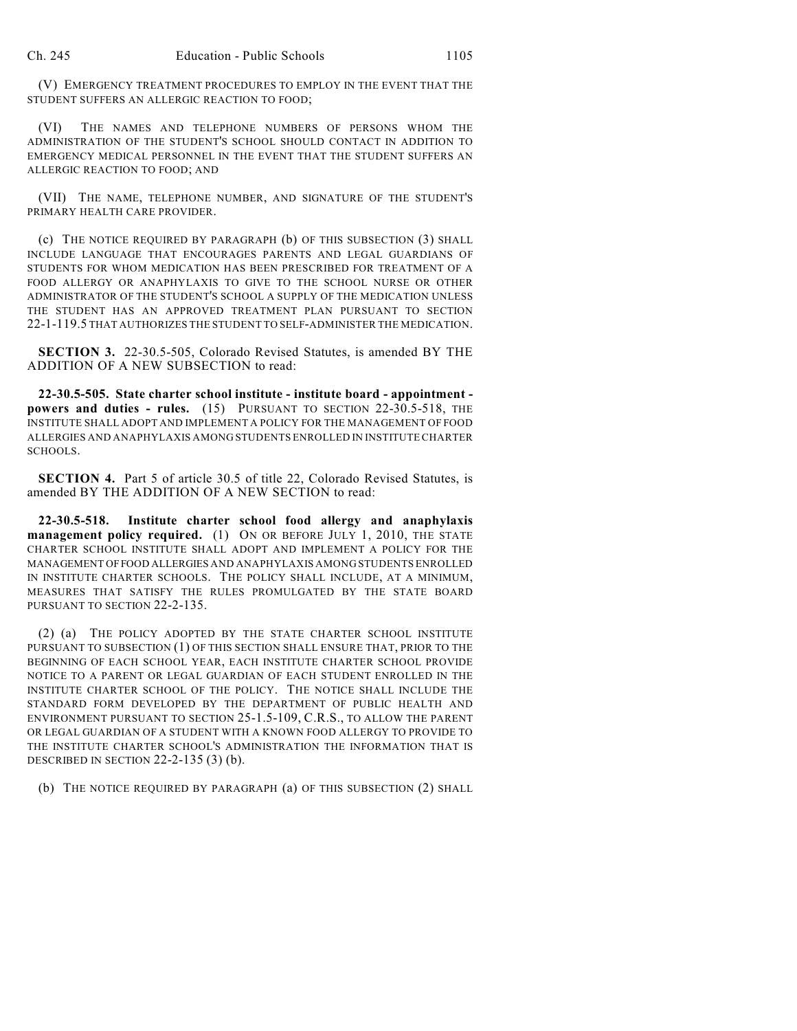(V) EMERGENCY TREATMENT PROCEDURES TO EMPLOY IN THE EVENT THAT THE STUDENT SUFFERS AN ALLERGIC REACTION TO FOOD;

(VI) THE NAMES AND TELEPHONE NUMBERS OF PERSONS WHOM THE ADMINISTRATION OF THE STUDENT'S SCHOOL SHOULD CONTACT IN ADDITION TO EMERGENCY MEDICAL PERSONNEL IN THE EVENT THAT THE STUDENT SUFFERS AN ALLERGIC REACTION TO FOOD; AND

(VII) THE NAME, TELEPHONE NUMBER, AND SIGNATURE OF THE STUDENT'S PRIMARY HEALTH CARE PROVIDER.

(c) THE NOTICE REQUIRED BY PARAGRAPH (b) OF THIS SUBSECTION (3) SHALL INCLUDE LANGUAGE THAT ENCOURAGES PARENTS AND LEGAL GUARDIANS OF STUDENTS FOR WHOM MEDICATION HAS BEEN PRESCRIBED FOR TREATMENT OF A FOOD ALLERGY OR ANAPHYLAXIS TO GIVE TO THE SCHOOL NURSE OR OTHER ADMINISTRATOR OF THE STUDENT'S SCHOOL A SUPPLY OF THE MEDICATION UNLESS THE STUDENT HAS AN APPROVED TREATMENT PLAN PURSUANT TO SECTION 22-1-119.5 THAT AUTHORIZES THE STUDENT TO SELF-ADMINISTER THE MEDICATION.

**SECTION 3.** 22-30.5-505, Colorado Revised Statutes, is amended BY THE ADDITION OF A NEW SUBSECTION to read:

**22-30.5-505. State charter school institute - institute board - appointment - powers and duties - rules.** (15) PURSUANT TO SECTION 22-30.5-518, THE INSTITUTE SHALL ADOPT AND IMPLEMENT A POLICY FOR THE MANAGEMENT OF FOOD ALLERGIES AND ANAPHYLAXIS AMONG STUDENTS ENROLLED IN INSTITUTE CHARTER SCHOOLS.

**SECTION 4.** Part 5 of article 30.5 of title 22, Colorado Revised Statutes, is amended BY THE ADDITION OF A NEW SECTION to read:

**22-30.5-518. Institute charter school food allergy and anaphylaxis management policy required.** (1) ON OR BEFORE JULY 1, 2010, THE STATE CHARTER SCHOOL INSTITUTE SHALL ADOPT AND IMPLEMENT A POLICY FOR THE MANAGEMENT OF FOOD ALLERGIES AND ANAPHYLAXIS AMONG STUDENTS ENROLLED IN INSTITUTE CHARTER SCHOOLS. THE POLICY SHALL INCLUDE, AT A MINIMUM, MEASURES THAT SATISFY THE RULES PROMULGATED BY THE STATE BOARD PURSUANT TO SECTION 22-2-135.

(2) (a) THE POLICY ADOPTED BY THE STATE CHARTER SCHOOL INSTITUTE PURSUANT TO SUBSECTION (1) OF THIS SECTION SHALL ENSURE THAT, PRIOR TO THE BEGINNING OF EACH SCHOOL YEAR, EACH INSTITUTE CHARTER SCHOOL PROVIDE NOTICE TO A PARENT OR LEGAL GUARDIAN OF EACH STUDENT ENROLLED IN THE INSTITUTE CHARTER SCHOOL OF THE POLICY. THE NOTICE SHALL INCLUDE THE STANDARD FORM DEVELOPED BY THE DEPARTMENT OF PUBLIC HEALTH AND ENVIRONMENT PURSUANT TO SECTION 25-1.5-109, C.R.S., TO ALLOW THE PARENT OR LEGAL GUARDIAN OF A STUDENT WITH A KNOWN FOOD ALLERGY TO PROVIDE TO THE INSTITUTE CHARTER SCHOOL'S ADMINISTRATION THE INFORMATION THAT IS DESCRIBED IN SECTION 22-2-135 (3) (b).

(b) THE NOTICE REQUIRED BY PARAGRAPH (a) OF THIS SUBSECTION (2) SHALL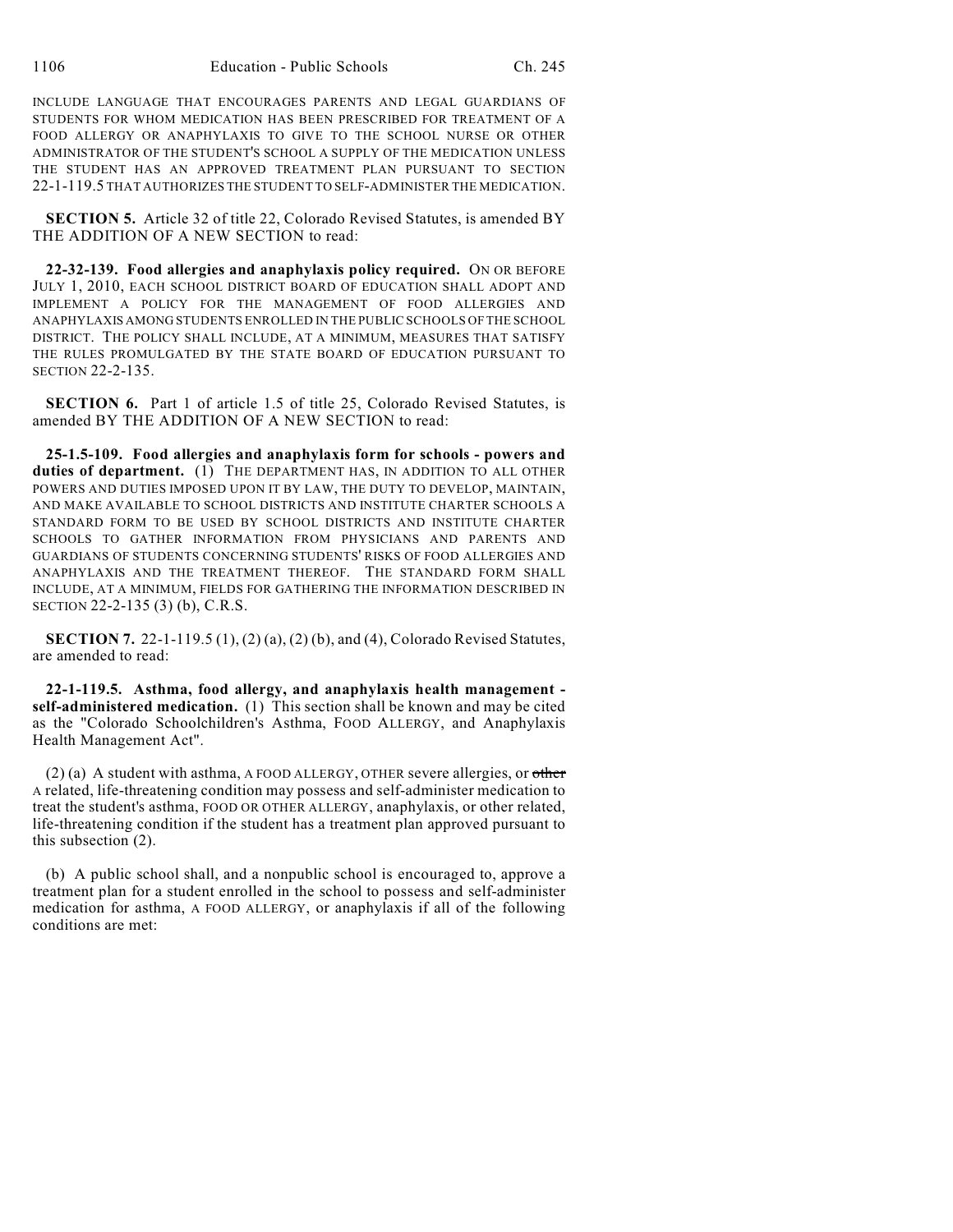INCLUDE LANGUAGE THAT ENCOURAGES PARENTS AND LEGAL GUARDIANS OF STUDENTS FOR WHOM MEDICATION HAS BEEN PRESCRIBED FOR TREATMENT OF A FOOD ALLERGY OR ANAPHYLAXIS TO GIVE TO THE SCHOOL NURSE OR OTHER ADMINISTRATOR OF THE STUDENT'S SCHOOL A SUPPLY OF THE MEDICATION UNLESS THE STUDENT HAS AN APPROVED TREATMENT PLAN PURSUANT TO SECTION 22-1-119.5 THAT AUTHORIZES THE STUDENT TO SELF-ADMINISTER THE MEDICATION.

**SECTION 5.** Article 32 of title 22, Colorado Revised Statutes, is amended BY THE ADDITION OF A NEW SECTION to read:

**22-32-139. Food allergies and anaphylaxis policy required.** ON OR BEFORE JULY 1, 2010, EACH SCHOOL DISTRICT BOARD OF EDUCATION SHALL ADOPT AND IMPLEMENT A POLICY FOR THE MANAGEMENT OF FOOD ALLERGIES AND ANAPHYLAXIS AMONG STUDENTS ENROLLED IN THE PUBLIC SCHOOLS OF THE SCHOOL DISTRICT. THE POLICY SHALL INCLUDE, AT A MINIMUM, MEASURES THAT SATISFY THE RULES PROMULGATED BY THE STATE BOARD OF EDUCATION PURSUANT TO SECTION 22-2-135.

**SECTION 6.** Part 1 of article 1.5 of title 25, Colorado Revised Statutes, is amended BY THE ADDITION OF A NEW SECTION to read:

**25-1.5-109. Food allergies and anaphylaxis form for schools - powers and duties of department.** (1) THE DEPARTMENT HAS, IN ADDITION TO ALL OTHER POWERS AND DUTIES IMPOSED UPON IT BY LAW, THE DUTY TO DEVELOP, MAINTAIN, AND MAKE AVAILABLE TO SCHOOL DISTRICTS AND INSTITUTE CHARTER SCHOOLS A STANDARD FORM TO BE USED BY SCHOOL DISTRICTS AND INSTITUTE CHARTER SCHOOLS TO GATHER INFORMATION FROM PHYSICIANS AND PARENTS AND GUARDIANS OF STUDENTS CONCERNING STUDENTS' RISKS OF FOOD ALLERGIES AND ANAPHYLAXIS AND THE TREATMENT THEREOF. THE STANDARD FORM SHALL INCLUDE, AT A MINIMUM, FIELDS FOR GATHERING THE INFORMATION DESCRIBED IN SECTION 22-2-135 (3) (b), C.R.S.

**SECTION 7.** 22-1-119.5 (1), (2) (a), (2) (b), and (4), Colorado Revised Statutes, are amended to read:

**22-1-119.5. Asthma, food allergy, and anaphylaxis health management - self-administered medication.** (1) This section shall be known and may be cited as the "Colorado Schoolchildren's Asthma, FOOD ALLERGY, and Anaphylaxis Health Management Act".

(2) (a) A student with asthma, A FOOD ALLERGY, OTHER severe allergies, or ~~other~~ A related, life-threatening condition may possess and self-administer medication to treat the student's asthma, FOOD OR OTHER ALLERGY, anaphylaxis, or other related, life-threatening condition if the student has a treatment plan approved pursuant to this subsection (2).

(b) A public school shall, and a nonpublic school is encouraged to, approve a treatment plan for a student enrolled in the school to possess and self-administer medication for asthma, A FOOD ALLERGY, or anaphylaxis if all of the following conditions are met: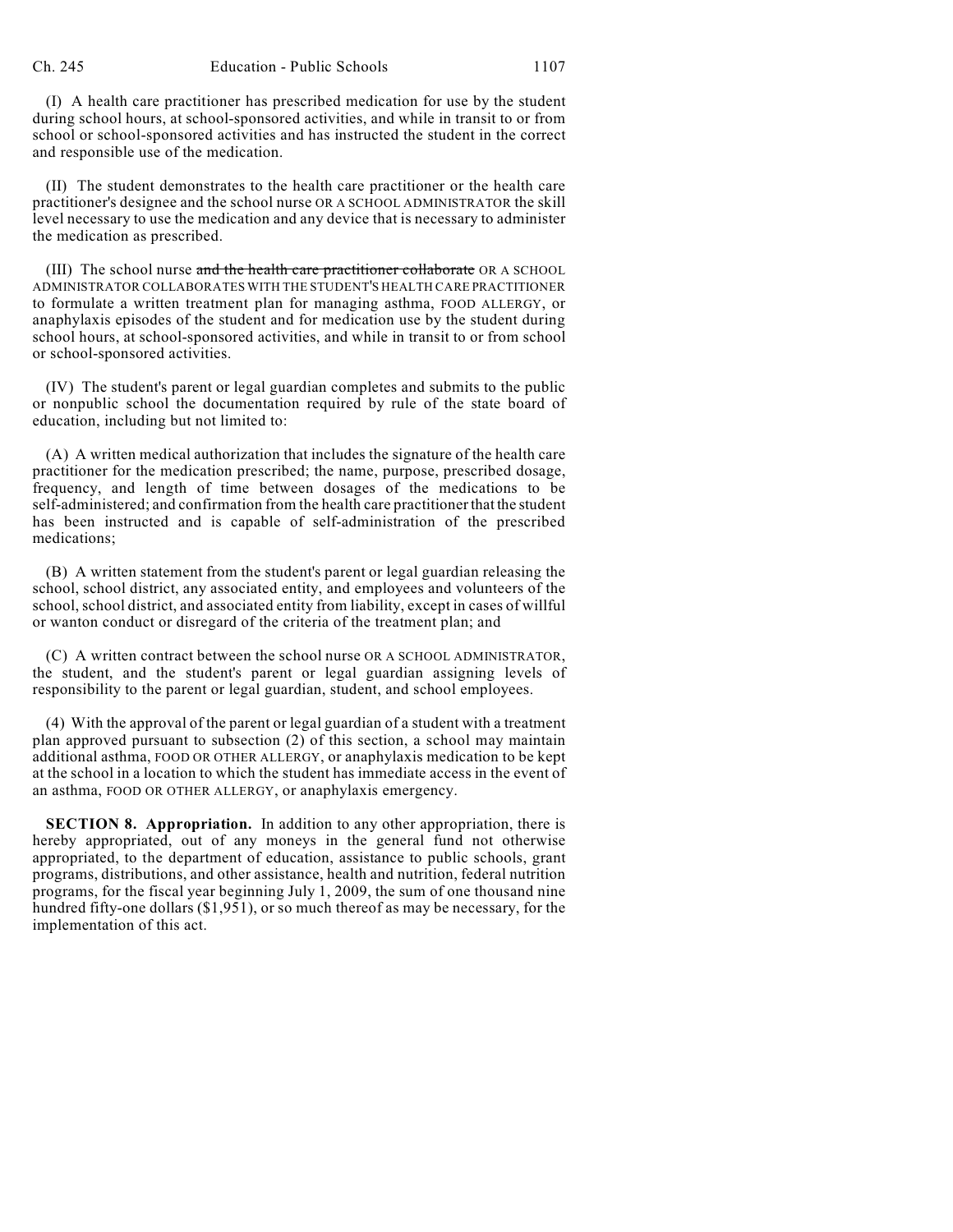(I) A health care practitioner has prescribed medication for use by the student during school hours, at school-sponsored activities, and while in transit to or from school or school-sponsored activities and has instructed the student in the correct and responsible use of the medication.

(II) The student demonstrates to the health care practitioner or the health care practitioner's designee and the school nurse OR A SCHOOL ADMINISTRATOR the skill level necessary to use the medication and any device that is necessary to administer the medication as prescribed.

(III) The school nurse ~~and the health care practitioner collaborate~~ OR A SCHOOL ADMINISTRATOR COLLABORATES WITH THE STUDENT'S HEALTH CARE PRACTITIONER to formulate a written treatment plan for managing asthma, FOOD ALLERGY, or anaphylaxis episodes of the student and for medication use by the student during school hours, at school-sponsored activities, and while in transit to or from school or school-sponsored activities.

(IV) The student's parent or legal guardian completes and submits to the public or nonpublic school the documentation required by rule of the state board of education, including but not limited to:

(A) A written medical authorization that includes the signature of the health care practitioner for the medication prescribed; the name, purpose, prescribed dosage, frequency, and length of time between dosages of the medications to be self-administered; and confirmation from the health care practitioner that the student has been instructed and is capable of self-administration of the prescribed medications;

(B) A written statement from the student's parent or legal guardian releasing the school, school district, any associated entity, and employees and volunteers of the school, school district, and associated entity from liability, except in cases of willful or wanton conduct or disregard of the criteria of the treatment plan; and

(C) A written contract between the school nurse OR A SCHOOL ADMINISTRATOR, the student, and the student's parent or legal guardian assigning levels of responsibility to the parent or legal guardian, student, and school employees.

(4) With the approval of the parent or legal guardian of a student with a treatment plan approved pursuant to subsection (2) of this section, a school may maintain additional asthma, FOOD OR OTHER ALLERGY, or anaphylaxis medication to be kept at the school in a location to which the student has immediate access in the event of an asthma, FOOD OR OTHER ALLERGY, or anaphylaxis emergency.

**SECTION 8. Appropriation.** In addition to any other appropriation, there is hereby appropriated, out of any moneys in the general fund not otherwise appropriated, to the department of education, assistance to public schools, grant programs, distributions, and other assistance, health and nutrition, federal nutrition programs, for the fiscal year beginning July 1, 2009, the sum of one thousand nine hundred fifty-one dollars ($1,951), or so much thereof as may be necessary, for the implementation of this act.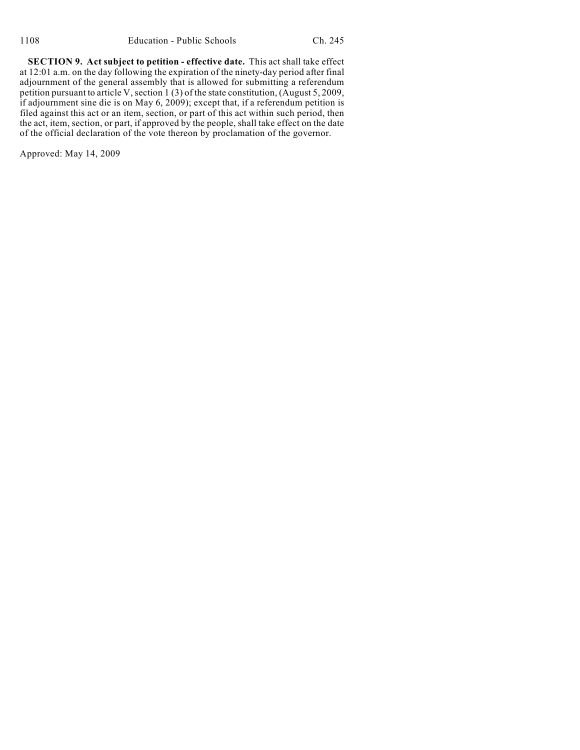**SECTION 9. Act subject to petition - effective date.** This act shall take effect at 12:01 a.m. on the day following the expiration of the ninety-day period after final adjournment of the general assembly that is allowed for submitting a referendum petition pursuant to article V, section 1 (3) of the state constitution, (August 5, 2009, if adjournment sine die is on May 6, 2009); except that, if a referendum petition is filed against this act or an item, section, or part of this act within such period, then the act, item, section, or part, if approved by the people, shall take effect on the date of the official declaration of the vote thereon by proclamation of the governor.

Approved: May 14, 2009